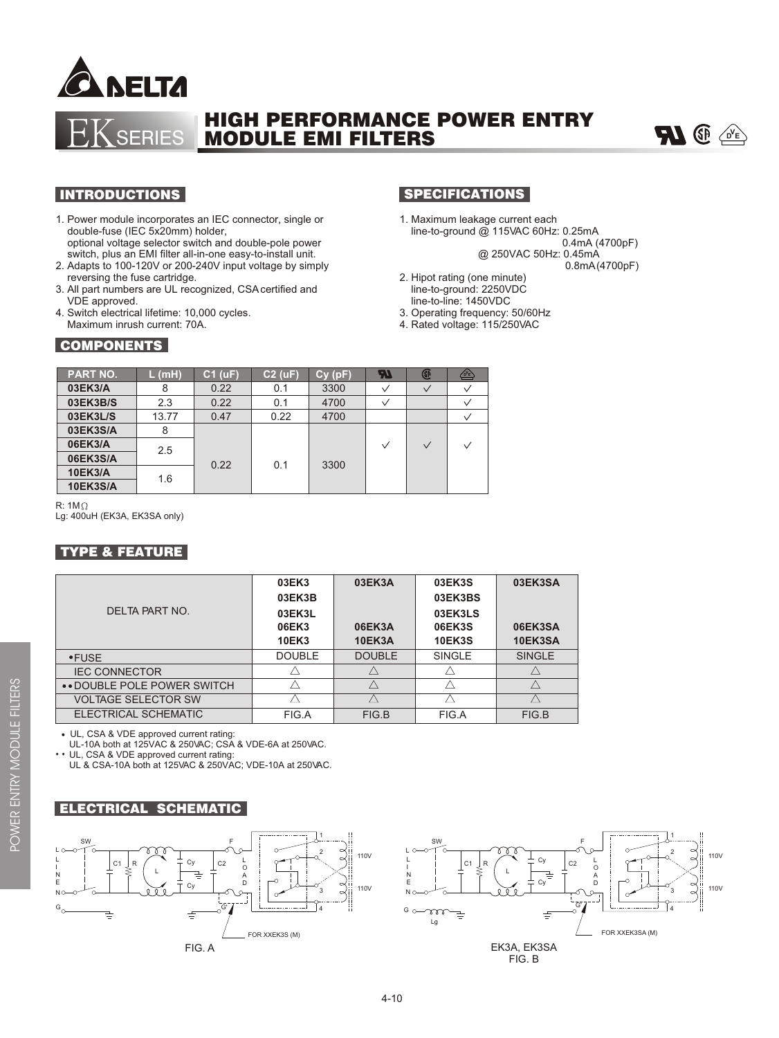# EK SERIES HIGH PERFORMANCE POWER ENTRY MODULE EMI FILTERS

## INTRODUCTIONS

1. Power module incorporates an IEC connector, single or double-fuse (IEC 5x20mm) holder, optional voltage selector switch and double-pole power switch, plus an EMI filter all-in-one easy-to-install unit.
2. Adapts to 100-120V or 200-240V input voltage by simply reversing the fuse cartridge.
3. All part numbers are UL recognized, CSA certified and VDE approved.
4. Switch electrical lifetime: 10,000 cycles. Maximum inrush current: 70A.

## SPECIFICATIONS

1. Maximum leakage current each line-to-ground @ 115VAC 60Hz: 0.25mA
   0.4mA (4700pF)
   @ 250VAC 50Hz: 0.45mA
   0.8mA (4700pF)
2. Hipot rating (one minute)
   line-to-ground: 2250VDC
   line-to-line: 1450VDC
3. Operating frequency: 50/60Hz
4. Rated voltage: 115/250VAC

## COMPONENTS

| PART NO. | L (mH) | C1 (uF) | C2 (uF) | Cy (pF) | UL | CSA | VDE |
|---|---|---|---|---|---|---|---|
| 03EK3/A | 8 | 0.22 | 0.1 | 3300 | ✓ | ✓ | ✓ |
| 03EK3B/S | 2.3 | 0.22 | 0.1 | 4700 | ✓ | | ✓ |
| 03EK3L/S | 13.77 | 0.47 | 0.22 | 4700 | | | ✓ |
| 03EK3S/A | 8 | 0.22 | 0.1 | 3300 | ✓ | ✓ | ✓ |
| 06EK3/A | 2.5 | | | | | | |
| 06EK3S/A | | | | | | | |
| 10EK3/A | 1.6 | | | | | | |
| 10EK3S/A | | | | | | | |

R: 1MΩ
Lg: 400uH (EK3A, EK3SA only)

## TYPE & FEATURE

| DELTA PART NO. | 03EK3<br>03EK3B<br>03EK3L<br>06EK3<br>10EK3 | 03EK3A<br><br><br>06EK3A<br>10EK3A | 03EK3S<br>03EK3BS<br>03EK3LS<br>06EK3S<br>10EK3S | 03EK3SA<br><br><br>06EK3SA<br>10EK3SA |
|---|---|---|---|---|
| •FUSE | DOUBLE | DOUBLE | SINGLE | SINGLE |
| IEC CONNECTOR | △ | △ | △ | △ |
| ••DOUBLE POLE POWER SWITCH | △ | △ | △ | △ |
| VOLTAGE SELECTOR SW | △ | △ | △ | △ |
| ELECTRICAL SCHEMATIC | FIG.A | FIG.B | FIG.A | FIG.B |

- • UL, CSA & VDE approved current rating:
  UL-10A both at 125VAC & 250VAC; CSA & VDE-6A at 250VAC.
- •• UL, CSA & VDE approved current rating:
  UL & CSA-10A both at 125VAC & 250VAC; VDE-10A at 250VAC.

## ELECTRICAL SCHEMATIC

FOR XXEK3S (M)

FIG. A

FOR XXEK3SA (M)

EK3A, EK3SA
FIG. B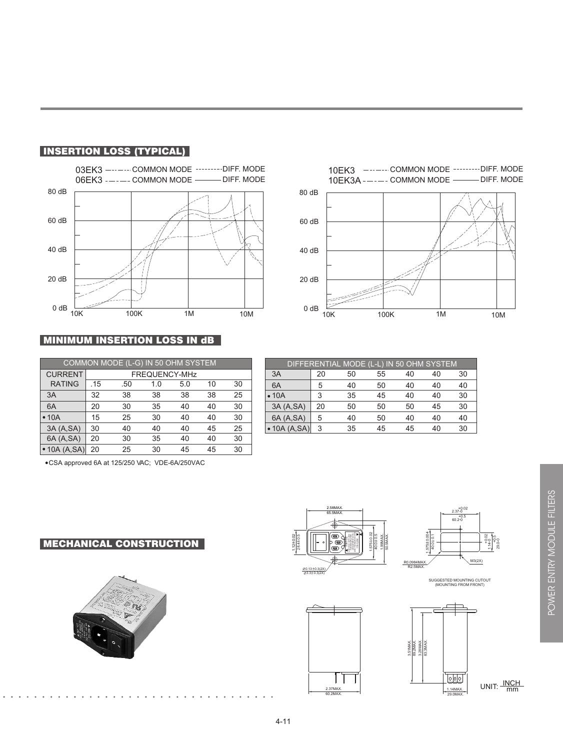## INSERTION LOSS (TYPICAL)

03EK3 COMMON MODE DIFF. MODE
06EK3 COMMON MODE DIFF. MODE

80 dB
60 dB
40 dB
20 dB
0 dB
10K 100K 1M 10M

10EK3 COMMON MODE DIFF. MODE
10EK3A COMMON MODE DIFF. MODE

80 dB
60 dB
40 dB
20 dB
0 dB
10K 100K 1M 10M

## MINIMUM INSERTION LOSS IN dB

| COMMON MODE (L-G) IN 50 OHM SYSTEM | | | | | | |
|---|---|---|---|---|---|---|
| CURRENT RATING | FREQUENCY-MHz | | | | | |
| | .15 | .50 | 1.0 | 5.0 | 10 | 30 |
| 3A | 32 | 38 | 38 | 38 | 38 | 25 |
| 6A | 20 | 30 | 35 | 40 | 40 | 30 |
| • 10A | 15 | 25 | 30 | 40 | 40 | 30 |
| 3A (A,SA) | 30 | 40 | 40 | 40 | 45 | 25 |
| 6A (A,SA) | 20 | 30 | 35 | 40 | 40 | 30 |
| • 10A (A,SA) | 20 | 25 | 30 | 45 | 45 | 30 |

| DIFFERENTIAL MODE (L-L) IN 50 OHM SYSTEM | | | | | | |
|---|---|---|---|---|---|---|
| 3A | 20 | 50 | 55 | 40 | 40 | 30 |
| 6A | 5 | 40 | 50 | 40 | 40 | 40 |
| • 10A | 3 | 35 | 45 | 40 | 40 | 30 |
| 3A (A,SA) | 20 | 50 | 50 | 50 | 45 | 30 |
| 6A (A,SA) | 5 | 40 | 50 | 40 | 40 | 40 |
| • 10A (A,SA) | 3 | 35 | 45 | 45 | 40 | 30 |

• CSA approved 6A at 125/250 VAC; VDE-6A/250VAC

## MECHANICAL CONSTRUCTION

2.58MAX.
65.5MAX.
1.12±0.02
28.4±0.5
1.575±0.02
40.0±0.5
1.99MAX.
50.5MAX.
Ø0.13±0.3(2X)
Ø3.3±0.3(2X)

2.37 +0.02 -0
60.2 +0.5 -0
1.575±0.004
40.0±0.1
1.14 +0.02 -0
29.0 +0.5 -0
R0.0984MAX.
R2.5MAX.
M3(2X)
SUGGESTED MOUNTING CUTOUT
(MOUNTING FROM FRONT)

2.37MAX.
60.2MAX.

3.51MAX.
89.2MAX.
3.28MAX.
83.3MAX.
1.14MAX.
29.0MAX.

UNIT: INCH / mm

POWER ENTRY MODULE FILTERS